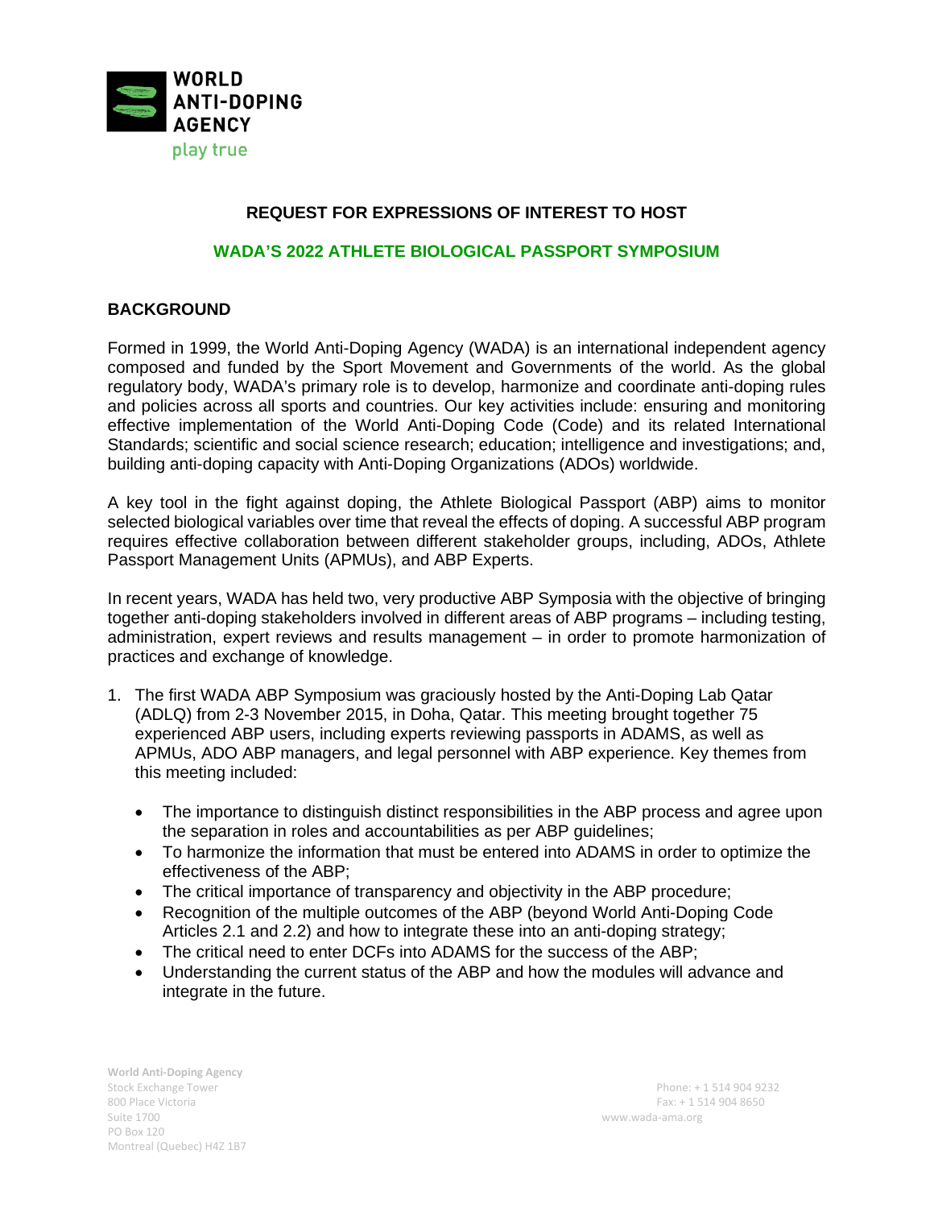## REQUEST FOR EXPRESSIONS OF INTEREST TO HOST

## WADA'S 2022 ATHLETE BIOLOGICAL PASSPORT SYMPOSIUM

### BACKGROUND

Formed in 1999, the World Anti-Doping Agency (WADA) is an international independent agency composed and funded by the Sport Movement and Governments of the world. As the global regulatory body, WADA's primary role is to develop, harmonize and coordinate anti-doping rules and policies across all sports and countries. Our key activities include: ensuring and monitoring effective implementation of the World Anti-Doping Code (Code) and its related International Standards; scientific and social science research; education; intelligence and investigations; and, building anti-doping capacity with Anti-Doping Organizations (ADOs) worldwide.

A key tool in the fight against doping, the Athlete Biological Passport (ABP) aims to monitor selected biological variables over time that reveal the effects of doping. A successful ABP program requires effective collaboration between different stakeholder groups, including, ADOs, Athlete Passport Management Units (APMUs), and ABP Experts.

In recent years, WADA has held two, very productive ABP Symposia with the objective of bringing together anti-doping stakeholders involved in different areas of ABP programs – including testing, administration, expert reviews and results management – in order to promote harmonization of practices and exchange of knowledge.

1. The first WADA ABP Symposium was graciously hosted by the Anti-Doping Lab Qatar (ADLQ) from 2-3 November 2015, in Doha, Qatar. This meeting brought together 75 experienced ABP users, including experts reviewing passports in ADAMS, as well as APMUs, ADO ABP managers, and legal personnel with ABP experience. Key themes from this meeting included:

    - The importance to distinguish distinct responsibilities in the ABP process and agree upon the separation in roles and accountabilities as per ABP guidelines;
    - To harmonize the information that must be entered into ADAMS in order to optimize the effectiveness of the ABP;
    - The critical importance of transparency and objectivity in the ABP procedure;
    - Recognition of the multiple outcomes of the ABP (beyond World Anti-Doping Code Articles 2.1 and 2.2) and how to integrate these into an anti-doping strategy;
    - The critical need to enter DCFs into ADAMS for the success of the ABP;
    - Understanding the current status of the ABP and how the modules will advance and integrate in the future.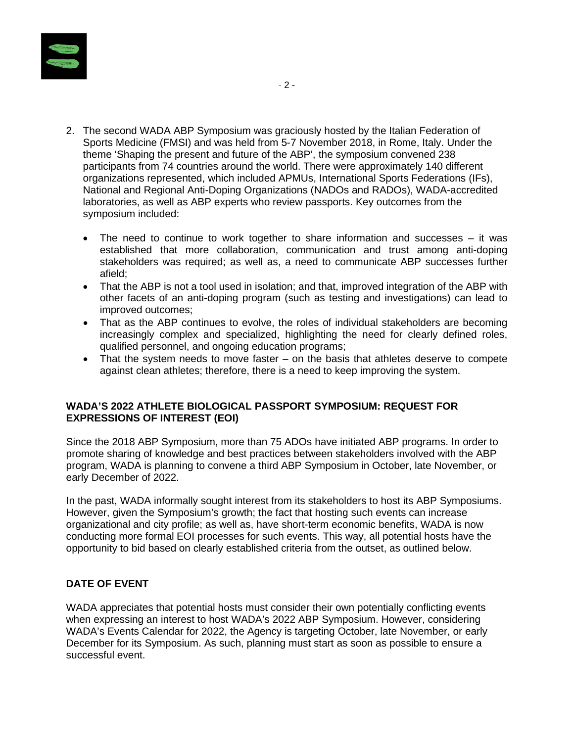2. The second WADA ABP Symposium was graciously hosted by the Italian Federation of Sports Medicine (FMSI) and was held from 5-7 November 2018, in Rome, Italy. Under the theme 'Shaping the present and future of the ABP', the symposium convened 238 participants from 74 countries around the world. There were approximately 140 different organizations represented, which included APMUs, International Sports Federations (IFs), National and Regional Anti-Doping Organizations (NADOs and RADOs), WADA-accredited laboratories, as well as ABP experts who review passports. Key outcomes from the symposium included:

   - The need to continue to work together to share information and successes – it was established that more collaboration, communication and trust among anti-doping stakeholders was required; as well as, a need to communicate ABP successes further afield;
   - That the ABP is not a tool used in isolation; and that, improved integration of the ABP with other facets of an anti-doping program (such as testing and investigations) can lead to improved outcomes;
   - That as the ABP continues to evolve, the roles of individual stakeholders are becoming increasingly complex and specialized, highlighting the need for clearly defined roles, qualified personnel, and ongoing education programs;
   - That the system needs to move faster – on the basis that athletes deserve to compete against clean athletes; therefore, there is a need to keep improving the system.

## WADA'S 2022 ATHLETE BIOLOGICAL PASSPORT SYMPOSIUM: REQUEST FOR EXPRESSIONS OF INTEREST (EOI)

Since the 2018 ABP Symposium, more than 75 ADOs have initiated ABP programs. In order to promote sharing of knowledge and best practices between stakeholders involved with the ABP program, WADA is planning to convene a third ABP Symposium in October, late November, or early December of 2022.

In the past, WADA informally sought interest from its stakeholders to host its ABP Symposiums. However, given the Symposium's growth; the fact that hosting such events can increase organizational and city profile; as well as, have short-term economic benefits, WADA is now conducting more formal EOI processes for such events. This way, all potential hosts have the opportunity to bid based on clearly established criteria from the outset, as outlined below.

## DATE OF EVENT

WADA appreciates that potential hosts must consider their own potentially conflicting events when expressing an interest to host WADA's 2022 ABP Symposium. However, considering WADA's Events Calendar for 2022, the Agency is targeting October, late November, or early December for its Symposium. As such, planning must start as soon as possible to ensure a successful event.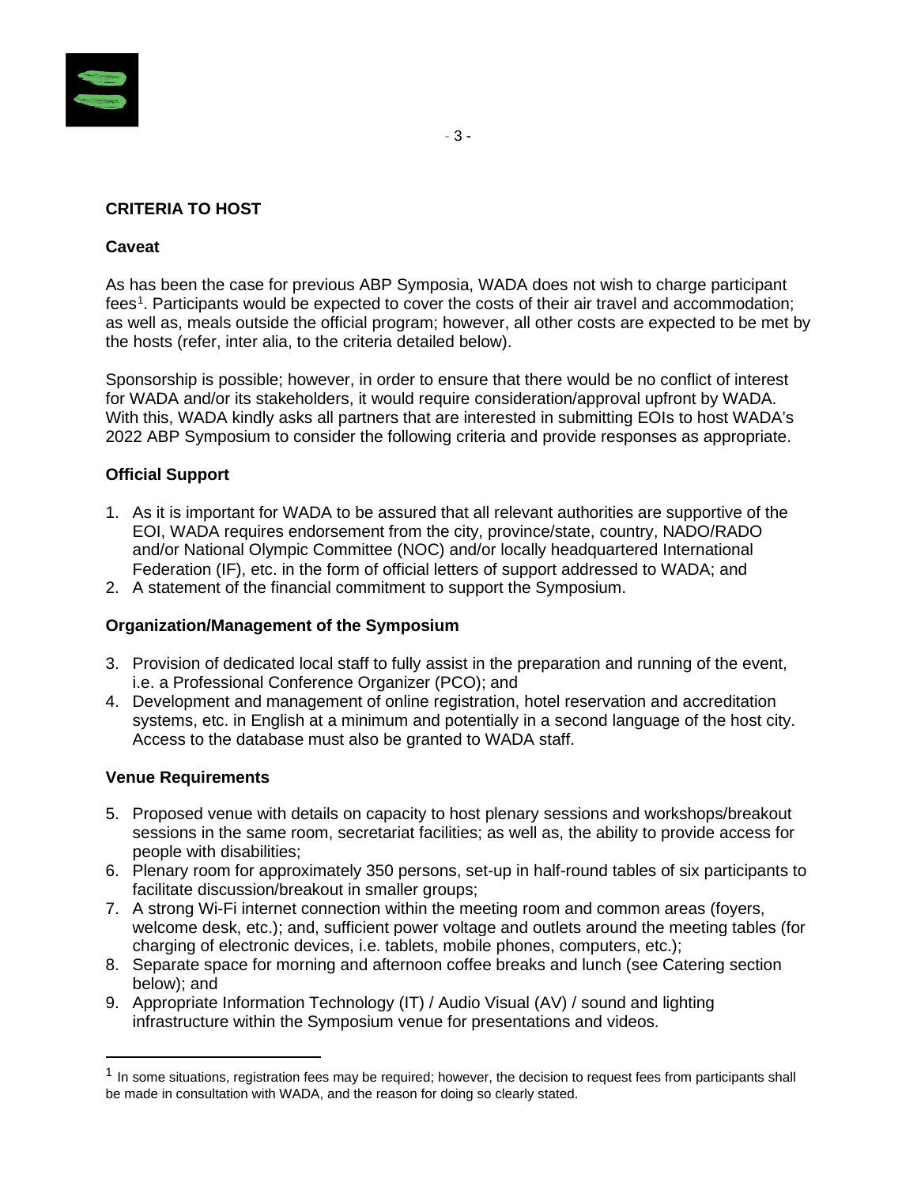## CRITERIA TO HOST

### Caveat

As has been the case for previous ABP Symposia, WADA does not wish to charge participant fees[1]. Participants would be expected to cover the costs of their air travel and accommodation; as well as, meals outside the official program; however, all other costs are expected to be met by the hosts (refer, inter alia, to the criteria detailed below).

Sponsorship is possible; however, in order to ensure that there would be no conflict of interest for WADA and/or its stakeholders, it would require consideration/approval upfront by WADA. With this, WADA kindly asks all partners that are interested in submitting EOIs to host WADA's 2022 ABP Symposium to consider the following criteria and provide responses as appropriate.

### Official Support

1. As it is important for WADA to be assured that all relevant authorities are supportive of the EOI, WADA requires endorsement from the city, province/state, country, NADO/RADO and/or National Olympic Committee (NOC) and/or locally headquartered International Federation (IF), etc. in the form of official letters of support addressed to WADA; and
2. A statement of the financial commitment to support the Symposium.

### Organization/Management of the Symposium

3. Provision of dedicated local staff to fully assist in the preparation and running of the event, i.e. a Professional Conference Organizer (PCO); and
4. Development and management of online registration, hotel reservation and accreditation systems, etc. in English at a minimum and potentially in a second language of the host city. Access to the database must also be granted to WADA staff.

### Venue Requirements

5. Proposed venue with details on capacity to host plenary sessions and workshops/breakout sessions in the same room, secretariat facilities; as well as, the ability to provide access for people with disabilities;
6. Plenary room for approximately 350 persons, set-up in half-round tables of six participants to facilitate discussion/breakout in smaller groups;
7. A strong Wi-Fi internet connection within the meeting room and common areas (foyers, welcome desk, etc.); and, sufficient power voltage and outlets around the meeting tables (for charging of electronic devices, i.e. tablets, mobile phones, computers, etc.);
8. Separate space for morning and afternoon coffee breaks and lunch (see Catering section below); and
9. Appropriate Information Technology (IT) / Audio Visual (AV) / sound and lighting infrastructure within the Symposium venue for presentations and videos.

---

[1] In some situations, registration fees may be required; however, the decision to request fees from participants shall be made in consultation with WADA, and the reason for doing so clearly stated.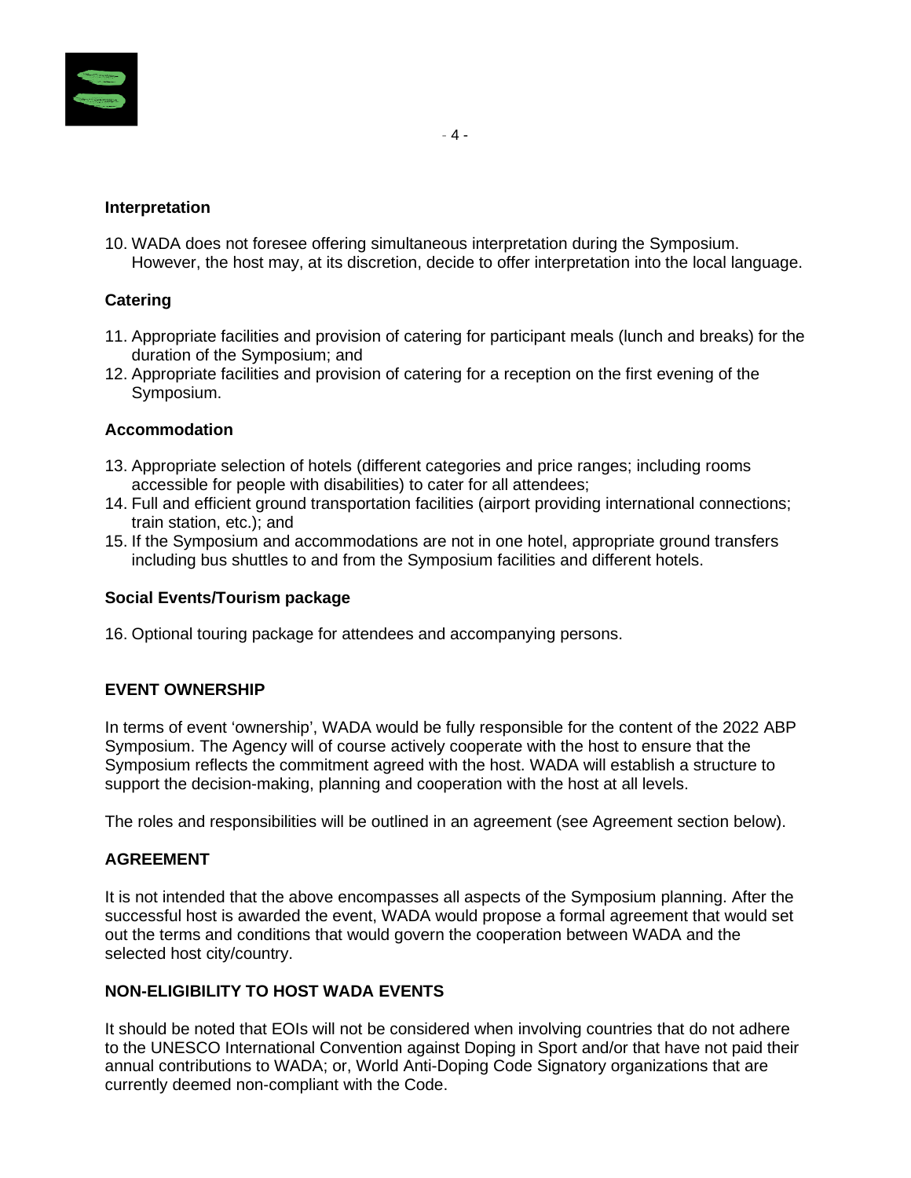**Interpretation**

10. WADA does not foresee offering simultaneous interpretation during the Symposium. However, the host may, at its discretion, decide to offer interpretation into the local language.

**Catering**

11. Appropriate facilities and provision of catering for participant meals (lunch and breaks) for the duration of the Symposium; and
12. Appropriate facilities and provision of catering for a reception on the first evening of the Symposium.

**Accommodation**

13. Appropriate selection of hotels (different categories and price ranges; including rooms accessible for people with disabilities) to cater for all attendees;
14. Full and efficient ground transportation facilities (airport providing international connections; train station, etc.); and
15. If the Symposium and accommodations are not in one hotel, appropriate ground transfers including bus shuttles to and from the Symposium facilities and different hotels.

**Social Events/Tourism package**

16. Optional touring package for attendees and accompanying persons.

## EVENT OWNERSHIP

In terms of event 'ownership', WADA would be fully responsible for the content of the 2022 ABP Symposium. The Agency will of course actively cooperate with the host to ensure that the Symposium reflects the commitment agreed with the host. WADA will establish a structure to support the decision-making, planning and cooperation with the host at all levels.

The roles and responsibilities will be outlined in an agreement (see Agreement section below).

## AGREEMENT

It is not intended that the above encompasses all aspects of the Symposium planning. After the successful host is awarded the event, WADA would propose a formal agreement that would set out the terms and conditions that would govern the cooperation between WADA and the selected host city/country.

## NON-ELIGIBILITY TO HOST WADA EVENTS

It should be noted that EOIs will not be considered when involving countries that do not adhere to the UNESCO International Convention against Doping in Sport and/or that have not paid their annual contributions to WADA; or, World Anti-Doping Code Signatory organizations that are currently deemed non-compliant with the Code.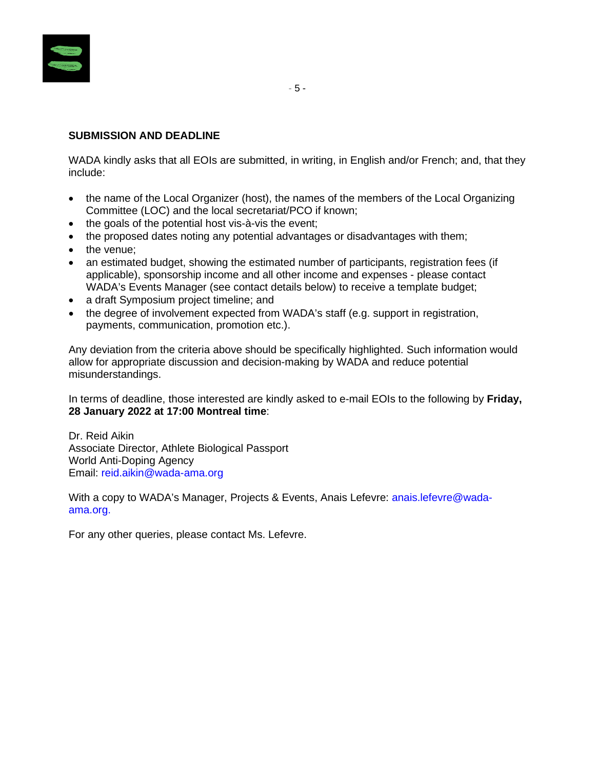## SUBMISSION AND DEADLINE

WADA kindly asks that all EOIs are submitted, in writing, in English and/or French; and, that they include:

- the name of the Local Organizer (host), the names of the members of the Local Organizing Committee (LOC) and the local secretariat/PCO if known;
- the goals of the potential host vis-à-vis the event;
- the proposed dates noting any potential advantages or disadvantages with them;
- the venue;
- an estimated budget, showing the estimated number of participants, registration fees (if applicable), sponsorship income and all other income and expenses - please contact WADA's Events Manager (see contact details below) to receive a template budget;
- a draft Symposium project timeline; and
- the degree of involvement expected from WADA's staff (e.g. support in registration, payments, communication, promotion etc.).

Any deviation from the criteria above should be specifically highlighted. Such information would allow for appropriate discussion and decision-making by WADA and reduce potential misunderstandings.

In terms of deadline, those interested are kindly asked to e-mail EOIs to the following by **Friday, 28 January 2022 at 17:00 Montreal time**:

Dr. Reid Aikin
Associate Director, Athlete Biological Passport
World Anti-Doping Agency
Email: reid.aikin@wada-ama.org

With a copy to WADA's Manager, Projects & Events, Anais Lefevre: anais.lefevre@wada-ama.org.

For any other queries, please contact Ms. Lefevre.